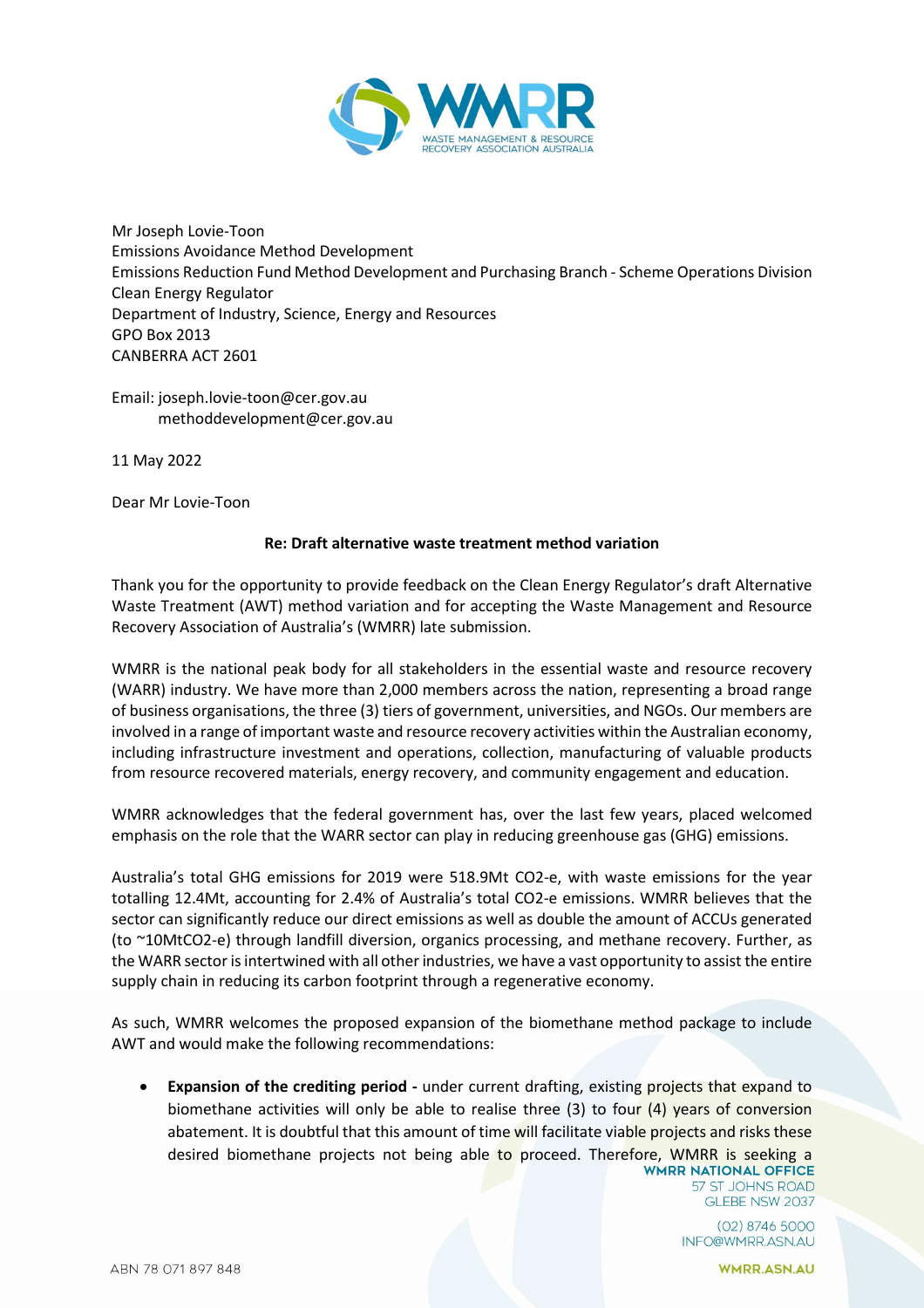Mr Joseph Lovie-Toon
Emissions Avoidance Method Development
Emissions Reduction Fund Method Development and Purchasing Branch - Scheme Operations Division
Clean Energy Regulator
Department of Industry, Science, Energy and Resources
GPO Box 2013
CANBERRA ACT 2601

Email: joseph.lovie-toon@cer.gov.au
methoddevelopment@cer.gov.au

11 May 2022

Dear Mr Lovie-Toon

**Re: Draft alternative waste treatment method variation**

Thank you for the opportunity to provide feedback on the Clean Energy Regulator's draft Alternative Waste Treatment (AWT) method variation and for accepting the Waste Management and Resource Recovery Association of Australia's (WMRR) late submission.

WMRR is the national peak body for all stakeholders in the essential waste and resource recovery (WARR) industry. We have more than 2,000 members across the nation, representing a broad range of business organisations, the three (3) tiers of government, universities, and NGOs. Our members are involved in a range of important waste and resource recovery activities within the Australian economy, including infrastructure investment and operations, collection, manufacturing of valuable products from resource recovered materials, energy recovery, and community engagement and education.

WMRR acknowledges that the federal government has, over the last few years, placed welcomed emphasis on the role that the WARR sector can play in reducing greenhouse gas (GHG) emissions.

Australia's total GHG emissions for 2019 were 518.9Mt $CO_2$-e, with waste emissions for the year totalling 12.4Mt, accounting for 2.4% of Australia's total $CO_2$-e emissions. WMRR believes that the sector can significantly reduce our direct emissions as well as double the amount of ACCUs generated (to ~10Mt$CO_2$-e) through landfill diversion, organics processing, and methane recovery. Further, as the WARR sector is intertwined with all other industries, we have a vast opportunity to assist the entire supply chain in reducing its carbon footprint through a regenerative economy.

As such, WMRR welcomes the proposed expansion of the biomethane method package to include AWT and would make the following recommendations:

- **Expansion of the crediting period -** under current drafting, existing projects that expand to biomethane activities will only be able to realise three (3) to four (4) years of conversion abatement. It is doubtful that this amount of time will facilitate viable projects and risks these desired biomethane projects not being able to proceed. Therefore, WMRR is seeking a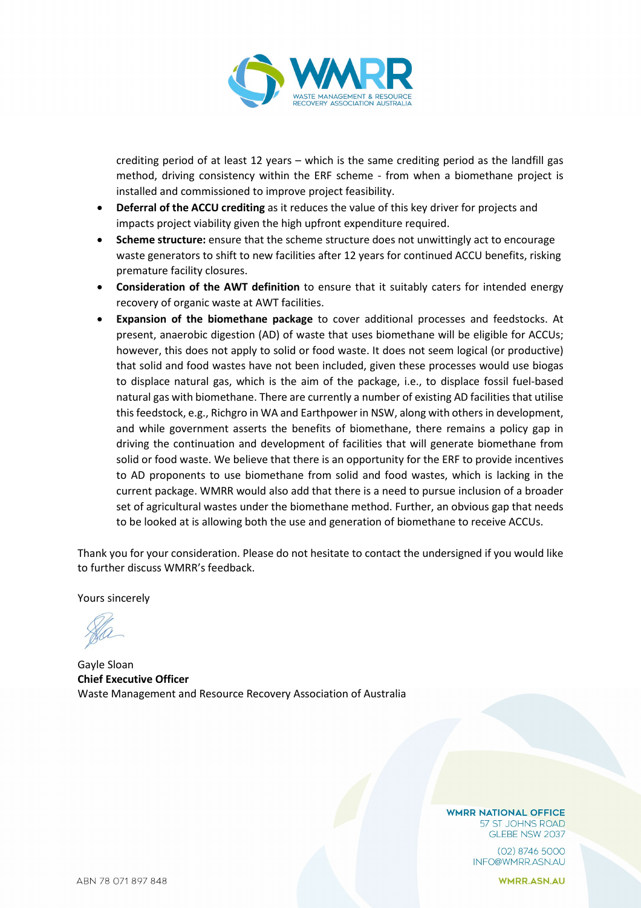crediting period of at least 12 years – which is the same crediting period as the landfill gas method, driving consistency within the ERF scheme - from when a biomethane project is installed and commissioned to improve project feasibility.

- **Deferral of the ACCU crediting** as it reduces the value of this key driver for projects and impacts project viability given the high upfront expenditure required.
- **Scheme structure:** ensure that the scheme structure does not unwittingly act to encourage waste generators to shift to new facilities after 12 years for continued ACCU benefits, risking premature facility closures.
- **Consideration of the AWT definition** to ensure that it suitably caters for intended energy recovery of organic waste at AWT facilities.
- **Expansion of the biomethane package** to cover additional processes and feedstocks. At present, anaerobic digestion (AD) of waste that uses biomethane will be eligible for ACCUs; however, this does not apply to solid or food waste. It does not seem logical (or productive) that solid and food wastes have not been included, given these processes would use biogas to displace natural gas, which is the aim of the package, i.e., to displace fossil fuel-based natural gas with biomethane. There are currently a number of existing AD facilities that utilise this feedstock, e.g., Richgro in WA and Earthpower in NSW, along with others in development, and while government asserts the benefits of biomethane, there remains a policy gap in driving the continuation and development of facilities that will generate biomethane from solid or food waste. We believe that there is an opportunity for the ERF to provide incentives to AD proponents to use biomethane from solid and food wastes, which is lacking in the current package. WMRR would also add that there is a need to pursue inclusion of a broader set of agricultural wastes under the biomethane method. Further, an obvious gap that needs to be looked at is allowing both the use and generation of biomethane to receive ACCUs.

Thank you for your consideration. Please do not hesitate to contact the undersigned if you would like to further discuss WMRR's feedback.

Yours sincerely

Gayle Sloan
**Chief Executive Officer**
Waste Management and Resource Recovery Association of Australia

WMRR NATIONAL OFFICE
57 ST JOHNS ROAD
GLEBE NSW 2037
(02) 8746 5000
INFO@WMRR.ASN.AU

ABN 78 071 897 848

WMRR.ASN.AU